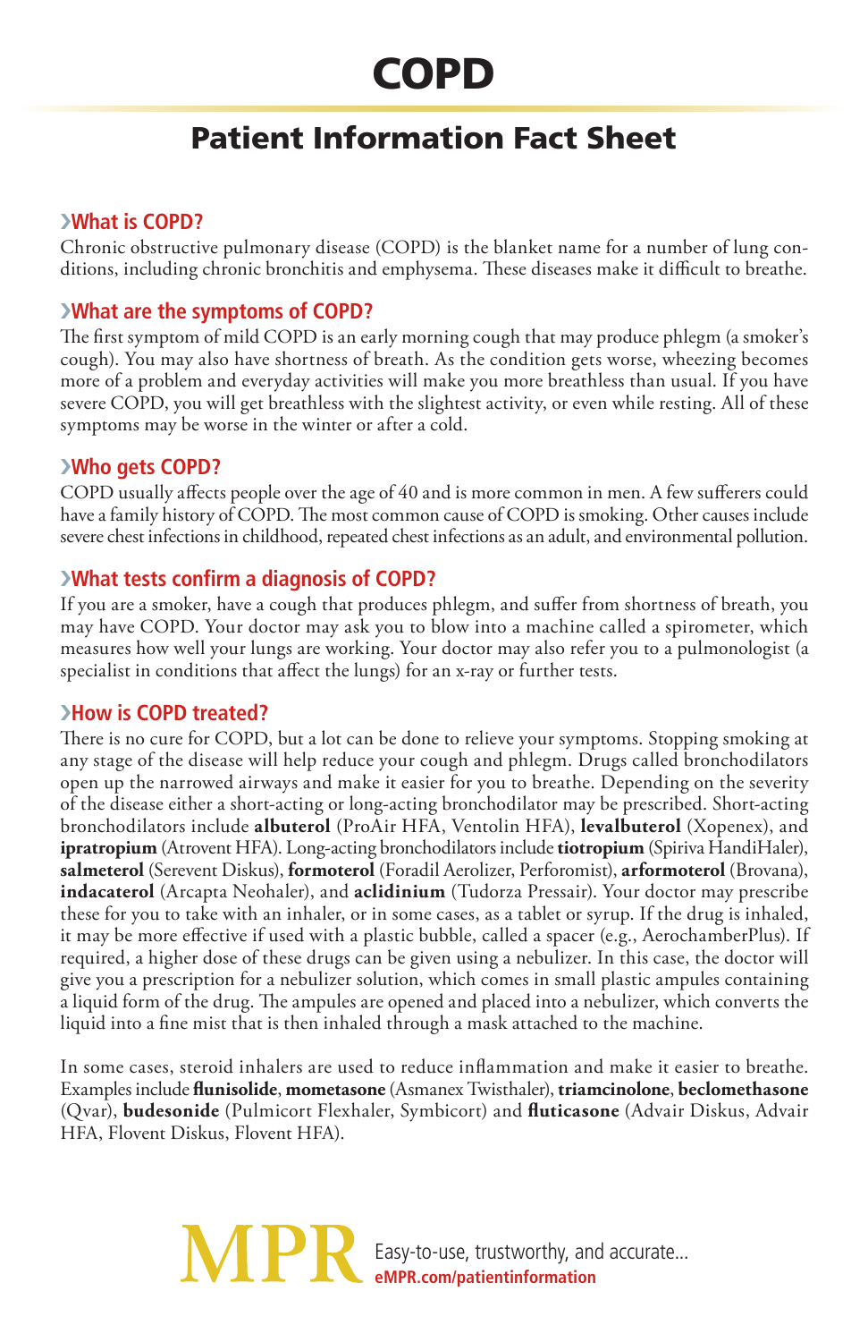# COPD

## Patient Information Fact Sheet

### ›What is COPD?

Chronic obstructive pulmonary disease (COPD) is the blanket name for a number of lung conditions, including chronic bronchitis and emphysema. These diseases make it difficult to breathe.

### ›What are the symptoms of COPD?

The first symptom of mild COPD is an early morning cough that may produce phlegm (a smoker's cough). You may also have shortness of breath. As the condition gets worse, wheezing becomes more of a problem and everyday activities will make you more breathless than usual. If you have severe COPD, you will get breathless with the slightest activity, or even while resting. All of these symptoms may be worse in the winter or after a cold.

### ›Who gets COPD?

COPD usually affects people over the age of 40 and is more common in men. A few sufferers could have a family history of COPD. The most common cause of COPD is smoking. Other causes include severe chest infections in childhood, repeated chest infections as an adult, and environmental pollution.

### ›What tests confirm a diagnosis of COPD?

If you are a smoker, have a cough that produces phlegm, and suffer from shortness of breath, you may have COPD. Your doctor may ask you to blow into a machine called a spirometer, which measures how well your lungs are working. Your doctor may also refer you to a pulmonologist (a specialist in conditions that affect the lungs) for an x-ray or further tests.

### ›How is COPD treated?

There is no cure for COPD, but a lot can be done to relieve your symptoms. Stopping smoking at any stage of the disease will help reduce your cough and phlegm. Drugs called bronchodilators open up the narrowed airways and make it easier for you to breathe. Depending on the severity of the disease either a short-acting or long-acting bronchodilator may be prescribed. Short-acting bronchodilators include **albuterol** (ProAir HFA, Ventolin HFA), **levalbuterol** (Xopenex), and **ipratropium** (Atrovent HFA). Long-acting bronchodilators include **tiotropium** (Spiriva HandiHaler), **salmeterol** (Serevent Diskus), **formoterol** (Foradil Aerolizer, Perforomist), **arformoterol** (Brovana), **indacaterol** (Arcapta Neohaler), and **aclidinium** (Tudorza Pressair). Your doctor may prescribe these for you to take with an inhaler, or in some cases, as a tablet or syrup. If the drug is inhaled, it may be more effective if used with a plastic bubble, called a spacer (e.g., AerochamberPlus). If required, a higher dose of these drugs can be given using a nebulizer. In this case, the doctor will give you a prescription for a nebulizer solution, which comes in small plastic ampules containing a liquid form of the drug. The ampules are opened and placed into a nebulizer, which converts the liquid into a fine mist that is then inhaled through a mask attached to the machine.

In some cases, steroid inhalers are used to reduce inflammation and make it easier to breathe. Examples include **flunisolide**, **mometasone** (Asmanex Twisthaler), **triamcinolone**, **beclomethasone** (Qvar), **budesonide** (Pulmicort Flexhaler, Symbicort) and **fluticasone** (Advair Diskus, Advair HFA, Flovent Diskus, Flovent HFA).

MPR Easy-to-use, trustworthy, and accurate...
eMPR.com/patientinformation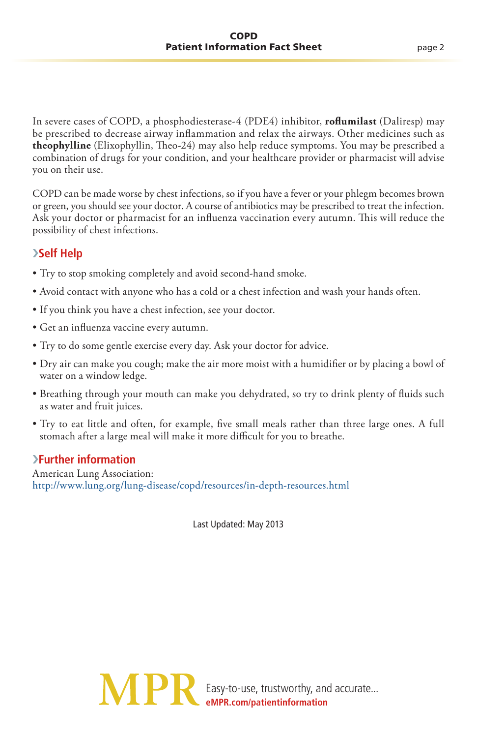In severe cases of COPD, a phosphodiesterase-4 (PDE4) inhibitor, **roflumilast** (Daliresp) may be prescribed to decrease airway inflammation and relax the airways. Other medicines such as **theophylline** (Elixophyllin, Theo-24) may also help reduce symptoms. You may be prescribed a combination of drugs for your condition, and your healthcare provider or pharmacist will advise you on their use.

COPD can be made worse by chest infections, so if you have a fever or your phlegm becomes brown or green, you should see your doctor. A course of antibiotics may be prescribed to treat the infection. Ask your doctor or pharmacist for an influenza vaccination every autumn. This will reduce the possibility of chest infections.

## Self Help

- Try to stop smoking completely and avoid second-hand smoke.
- Avoid contact with anyone who has a cold or a chest infection and wash your hands often.
- If you think you have a chest infection, see your doctor.
- Get an influenza vaccine every autumn.
- Try to do some gentle exercise every day. Ask your doctor for advice.
- Dry air can make you cough; make the air more moist with a humidifier or by placing a bowl of water on a window ledge.
- Breathing through your mouth can make you dehydrated, so try to drink plenty of fluids such as water and fruit juices.
- Try to eat little and often, for example, five small meals rather than three large ones. A full stomach after a large meal will make it more difficult for you to breathe.

## Further information

American Lung Association:
http://www.lung.org/lung-disease/copd/resources/in-depth-resources.html

Last Updated: May 2013

MPR Easy-to-use, trustworthy, and accurate...
eMPR.com/patientinformation